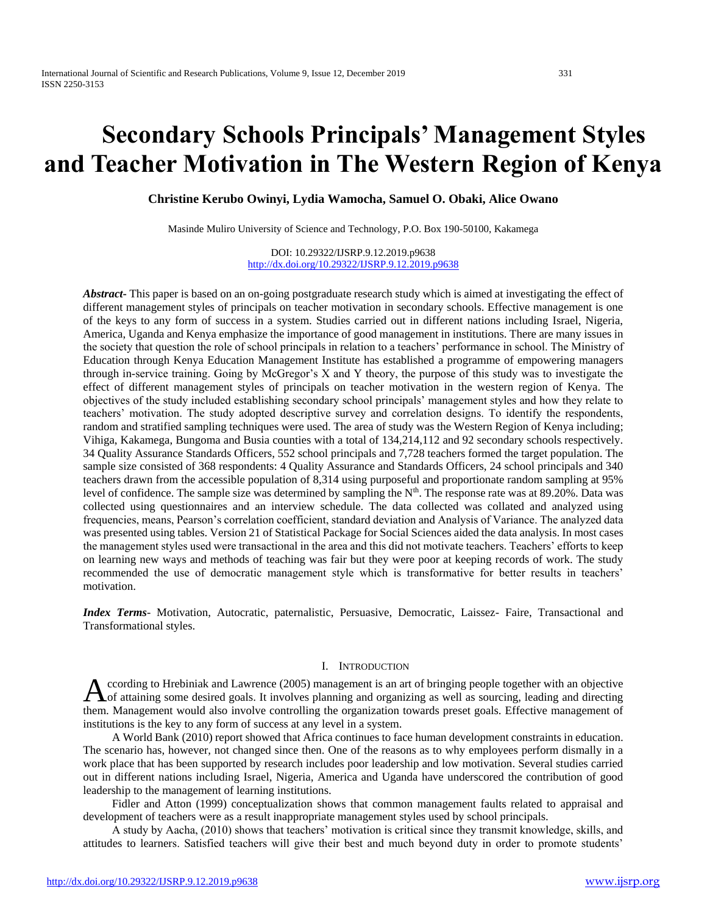# Secondary Schools Principals' Management Styles and Teacher Motivation in The Western Region of Kenya

**Christine Kerubo Owinyi, Lydia Wamocha, Samuel O. Obaki, Alice Owano**

Masinde Muliro University of Science and Technology, P.O. Box 190-50100, Kakamega

DOI: 10.29322/IJSRP.9.12.2019.p9638
http://dx.doi.org/10.29322/IJSRP.9.12.2019.p9638

***Abstract***- This paper is based on an on-going postgraduate research study which is aimed at investigating the effect of different management styles of principals on teacher motivation in secondary schools. Effective management is one of the keys to any form of success in a system. Studies carried out in different nations including Israel, Nigeria, America, Uganda and Kenya emphasize the importance of good management in institutions. There are many issues in the society that question the role of school principals in relation to a teachers' performance in school. The Ministry of Education through Kenya Education Management Institute has established a programme of empowering managers through in-service training. Going by McGregor's X and Y theory, the purpose of this study was to investigate the effect of different management styles of principals on teacher motivation in the western region of Kenya. The objectives of the study included establishing secondary school principals' management styles and how they relate to teachers' motivation. The study adopted descriptive survey and correlation designs. To identify the respondents, random and stratified sampling techniques were used. The area of study was the Western Region of Kenya including; Vihiga, Kakamega, Bungoma and Busia counties with a total of 134,214,112 and 92 secondary schools respectively. 34 Quality Assurance Standards Officers, 552 school principals and 7,728 teachers formed the target population. The sample size consisted of 368 respondents: 4 Quality Assurance and Standards Officers, 24 school principals and 340 teachers drawn from the accessible population of 8,314 using purposeful and proportionate random sampling at 95% level of confidence. The sample size was determined by sampling the $N^{th}$. The response rate was at 89.20%. Data was collected using questionnaires and an interview schedule. The data collected was collated and analyzed using frequencies, means, Pearson's correlation coefficient, standard deviation and Analysis of Variance. The analyzed data was presented using tables. Version 21 of Statistical Package for Social Sciences aided the data analysis. In most cases the management styles used were transactional in the area and this did not motivate teachers. Teachers' efforts to keep on learning new ways and methods of teaching was fair but they were poor at keeping records of work. The study recommended the use of democratic management style which is transformative for better results in teachers' motivation.

***Index Terms***- Motivation, Autocratic, paternalistic, Persuasive, Democratic, Laissez- Faire, Transactional and Transformational styles.

## I. Introduction

According to Hrebiniak and Lawrence (2005) management is an art of bringing people together with an objective of attaining some desired goals. It involves planning and organizing as well as sourcing, leading and directing them. Management would also involve controlling the organization towards preset goals. Effective management of institutions is the key to any form of success at any level in a system.

A World Bank (2010) report showed that Africa continues to face human development constraints in education. The scenario has, however, not changed since then. One of the reasons as to why employees perform dismally in a work place that has been supported by research includes poor leadership and low motivation. Several studies carried out in different nations including Israel, Nigeria, America and Uganda have underscored the contribution of good leadership to the management of learning institutions.

Fidler and Atton (1999) conceptualization shows that common management faults related to appraisal and development of teachers were as a result inappropriate management styles used by school principals.

A study by Aacha, (2010) shows that teachers' motivation is critical since they transmit knowledge, skills, and attitudes to learners. Satisfied teachers will give their best and much beyond duty in order to promote students'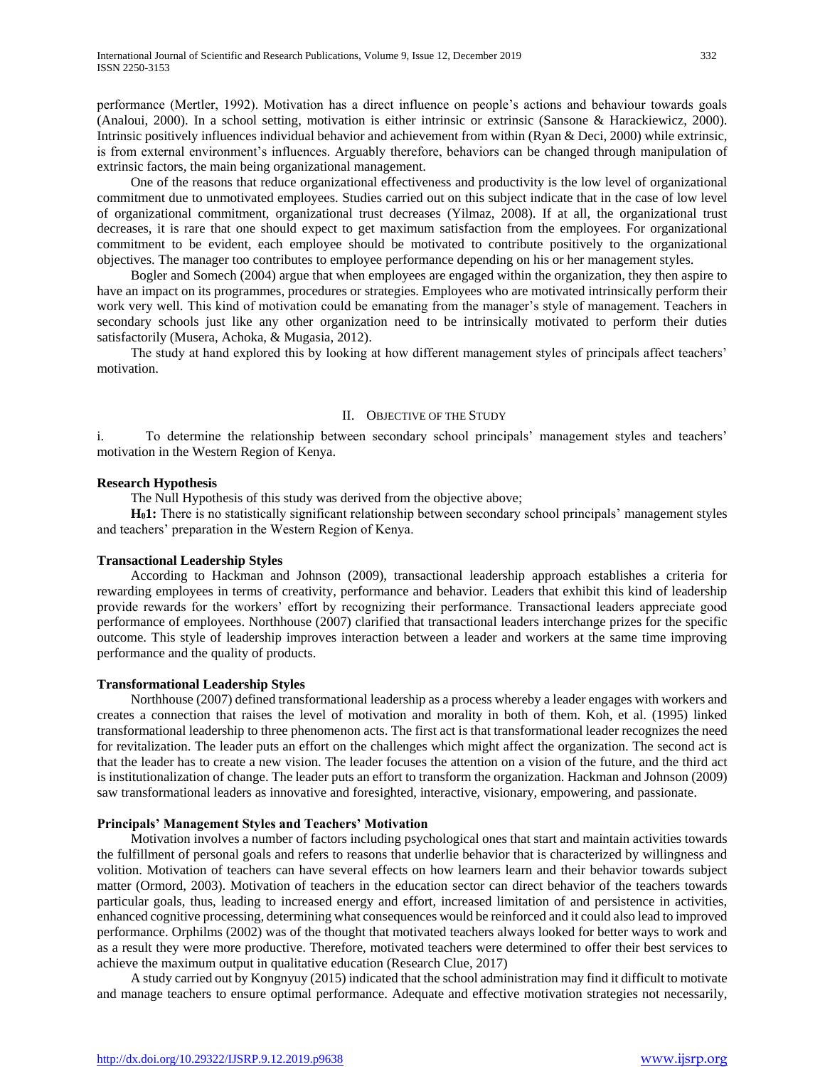performance (Mertler, 1992). Motivation has a direct influence on people's actions and behaviour towards goals (Analoui, 2000). In a school setting, motivation is either intrinsic or extrinsic (Sansone & Harackiewicz, 2000). Intrinsic positively influences individual behavior and achievement from within (Ryan & Deci, 2000) while extrinsic, is from external environment's influences. Arguably therefore, behaviors can be changed through manipulation of extrinsic factors, the main being organizational management.

One of the reasons that reduce organizational effectiveness and productivity is the low level of organizational commitment due to unmotivated employees. Studies carried out on this subject indicate that in the case of low level of organizational commitment, organizational trust decreases (Yilmaz, 2008). If at all, the organizational trust decreases, it is rare that one should expect to get maximum satisfaction from the employees. For organizational commitment to be evident, each employee should be motivated to contribute positively to the organizational objectives. The manager too contributes to employee performance depending on his or her management styles.

Bogler and Somech (2004) argue that when employees are engaged within the organization, they then aspire to have an impact on its programmes, procedures or strategies. Employees who are motivated intrinsically perform their work very well. This kind of motivation could be emanating from the manager's style of management. Teachers in secondary schools just like any other organization need to be intrinsically motivated to perform their duties satisfactorily (Musera, Achoka, & Mugasia, 2012).

The study at hand explored this by looking at how different management styles of principals affect teachers' motivation.

## II. Objective of the Study

i. To determine the relationship between secondary school principals' management styles and teachers' motivation in the Western Region of Kenya.

### Research Hypothesis

The Null Hypothesis of this study was derived from the objective above;

**$H_0$1:** There is no statistically significant relationship between secondary school principals' management styles and teachers' preparation in the Western Region of Kenya.

### Transactional Leadership Styles

According to Hackman and Johnson (2009), transactional leadership approach establishes a criteria for rewarding employees in terms of creativity, performance and behavior. Leaders that exhibit this kind of leadership provide rewards for the workers' effort by recognizing their performance. Transactional leaders appreciate good performance of employees. Northhouse (2007) clarified that transactional leaders interchange prizes for the specific outcome. This style of leadership improves interaction between a leader and workers at the same time improving performance and the quality of products.

### Transformational Leadership Styles

Northhouse (2007) defined transformational leadership as a process whereby a leader engages with workers and creates a connection that raises the level of motivation and morality in both of them. Koh, et al. (1995) linked transformational leadership to three phenomenon acts. The first act is that transformational leader recognizes the need for revitalization. The leader puts an effort on the challenges which might affect the organization. The second act is that the leader has to create a new vision. The leader focuses the attention on a vision of the future, and the third act is institutionalization of change. The leader puts an effort to transform the organization. Hackman and Johnson (2009) saw transformational leaders as innovative and foresighted, interactive, visionary, empowering, and passionate.

### Principals' Management Styles and Teachers' Motivation

Motivation involves a number of factors including psychological ones that start and maintain activities towards the fulfillment of personal goals and refers to reasons that underlie behavior that is characterized by willingness and volition. Motivation of teachers can have several effects on how learners learn and their behavior towards subject matter (Ormord, 2003). Motivation of teachers in the education sector can direct behavior of the teachers towards particular goals, thus, leading to increased energy and effort, increased limitation of and persistence in activities, enhanced cognitive processing, determining what consequences would be reinforced and it could also lead to improved performance. Orphilms (2002) was of the thought that motivated teachers always looked for better ways to work and as a result they were more productive. Therefore, motivated teachers were determined to offer their best services to achieve the maximum output in qualitative education (Research Clue, 2017)

A study carried out by Kongnyuy (2015) indicated that the school administration may find it difficult to motivate and manage teachers to ensure optimal performance. Adequate and effective motivation strategies not necessarily,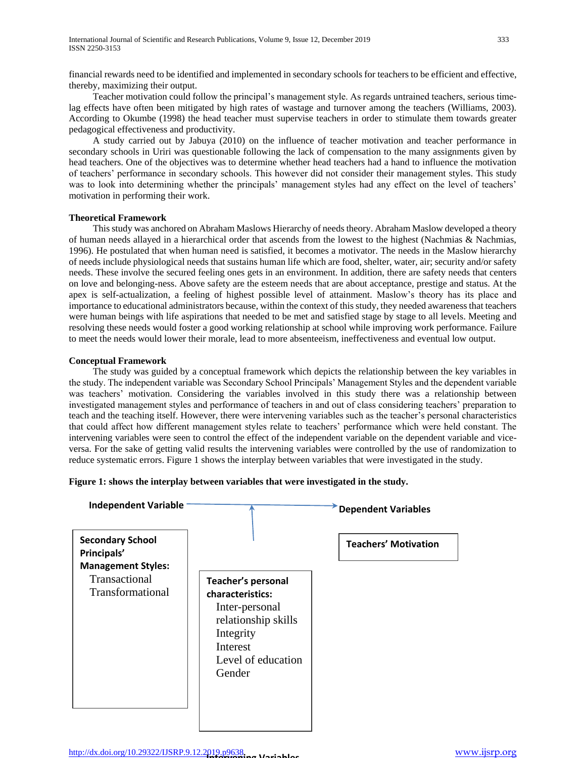financial rewards need to be identified and implemented in secondary schools for teachers to be efficient and effective, thereby, maximizing their output.

Teacher motivation could follow the principal's management style. As regards untrained teachers, serious time-lag effects have often been mitigated by high rates of wastage and turnover among the teachers (Williams, 2003). According to Okumbe (1998) the head teacher must supervise teachers in order to stimulate them towards greater pedagogical effectiveness and productivity.

A study carried out by Jabuya (2010) on the influence of teacher motivation and teacher performance in secondary schools in Uriri was questionable following the lack of compensation to the many assignments given by head teachers. One of the objectives was to determine whether head teachers had a hand to influence the motivation of teachers' performance in secondary schools. This however did not consider their management styles. This study was to look into determining whether the principals' management styles had any effect on the level of teachers' motivation in performing their work.

**Theoretical Framework**

This study was anchored on Abraham Maslows Hierarchy of needs theory. Abraham Maslow developed a theory of human needs allayed in a hierarchical order that ascends from the lowest to the highest (Nachmias & Nachmias, 1996). He postulated that when human need is satisfied, it becomes a motivator. The needs in the Maslow hierarchy of needs include physiological needs that sustains human life which are food, shelter, water, air; security and/or safety needs. These involve the secured feeling ones gets in an environment. In addition, there are safety needs that centers on love and belonging-ness. Above safety are the esteem needs that are about acceptance, prestige and status. At the apex is self-actualization, a feeling of highest possible level of attainment. Maslow's theory has its place and importance to educational administrators because, within the context of this study, they needed awareness that teachers were human beings with life aspirations that needed to be met and satisfied stage by stage to all levels. Meeting and resolving these needs would foster a good working relationship at school while improving work performance. Failure to meet the needs would lower their morale, lead to more absenteeism, ineffectiveness and eventual low output.

**Conceptual Framework**

The study was guided by a conceptual framework which depicts the relationship between the key variables in the study. The independent variable was Secondary School Principals' Management Styles and the dependent variable was teachers' motivation. Considering the variables involved in this study there was a relationship between investigated management styles and performance of teachers in and out of class considering teachers' preparation to teach and the teaching itself. However, there were intervening variables such as the teacher's personal characteristics that could affect how different management styles relate to teachers' performance which were held constant. The intervening variables were seen to control the effect of the independent variable on the dependent variable and vice-versa. For the sake of getting valid results the intervening variables were controlled by the use of randomization to reduce systematic errors. Figure 1 shows the interplay between variables that were investigated in the study.

**Figure 1: shows the interplay between variables that were investigated in the study.**

**Independent Variable** → **Dependent Variables**

**Secondary School Principals' Management Styles:**
- Transactional
- Transformational

**Teachers' Motivation**

**Teacher's personal characteristics:**
- Inter-personal relationship skills
- Integrity
- Interest
- Level of education
- Gender

**Intervening Variables**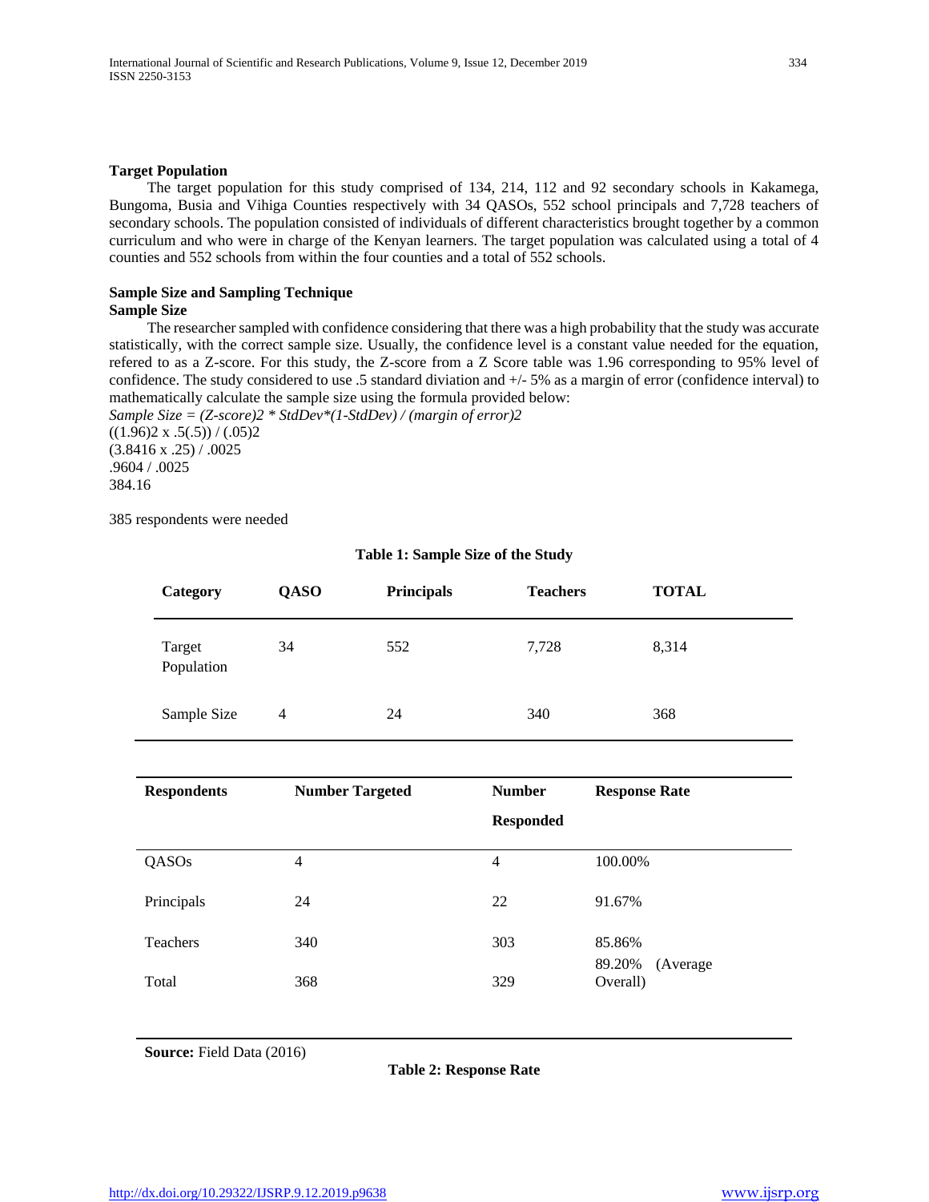**Target Population**

The target population for this study comprised of 134, 214, 112 and 92 secondary schools in Kakamega, Bungoma, Busia and Vihiga Counties respectively with 34 QASOs, 552 school principals and 7,728 teachers of secondary schools. The population consisted of individuals of different characteristics brought together by a common curriculum and who were in charge of the Kenyan learners. The target population was calculated using a total of 4 counties and 552 schools from within the four counties and a total of 552 schools.

**Sample Size and Sampling Technique**

**Sample Size**

The researcher sampled with confidence considering that there was a high probability that the study was accurate statistically, with the correct sample size. Usually, the confidence level is a constant value needed for the equation, refered to as a Z-score. For this study, the Z-score from a Z Score table was 1.96 corresponding to 95% level of confidence. The study considered to use .5 standard diviation and +/- 5% as a margin of error (confidence interval) to mathematically calculate the sample size using the formula provided below:

*Sample Size = (Z-score)2 * StdDev*(1-StdDev) / (margin of error)2*

((1.96)2 x .5(.5)) / (.05)2

(3.8416 x .25) / .0025

.9604 / .0025

384.16

385 respondents were needed

**Table 1: Sample Size of the Study**

| Category | QASO | Principals | Teachers | TOTAL |
|---|---|---|---|---|
| Target Population | 34 | 552 | 7,728 | 8,314 |
| Sample Size | 4 | 24 | 340 | 368 |

| Respondents | Number Targeted | Number Responded | Response Rate |
|---|---|---|---|
| QASOs | 4 | 4 | 100.00% |
| Principals | 24 | 22 | 91.67% |
| Teachers | 340 | 303 | 85.86% |
| Total | 368 | 329 | 89.20% (Average Overall) |

**Source:** Field Data (2016)

**Table 2: Response Rate**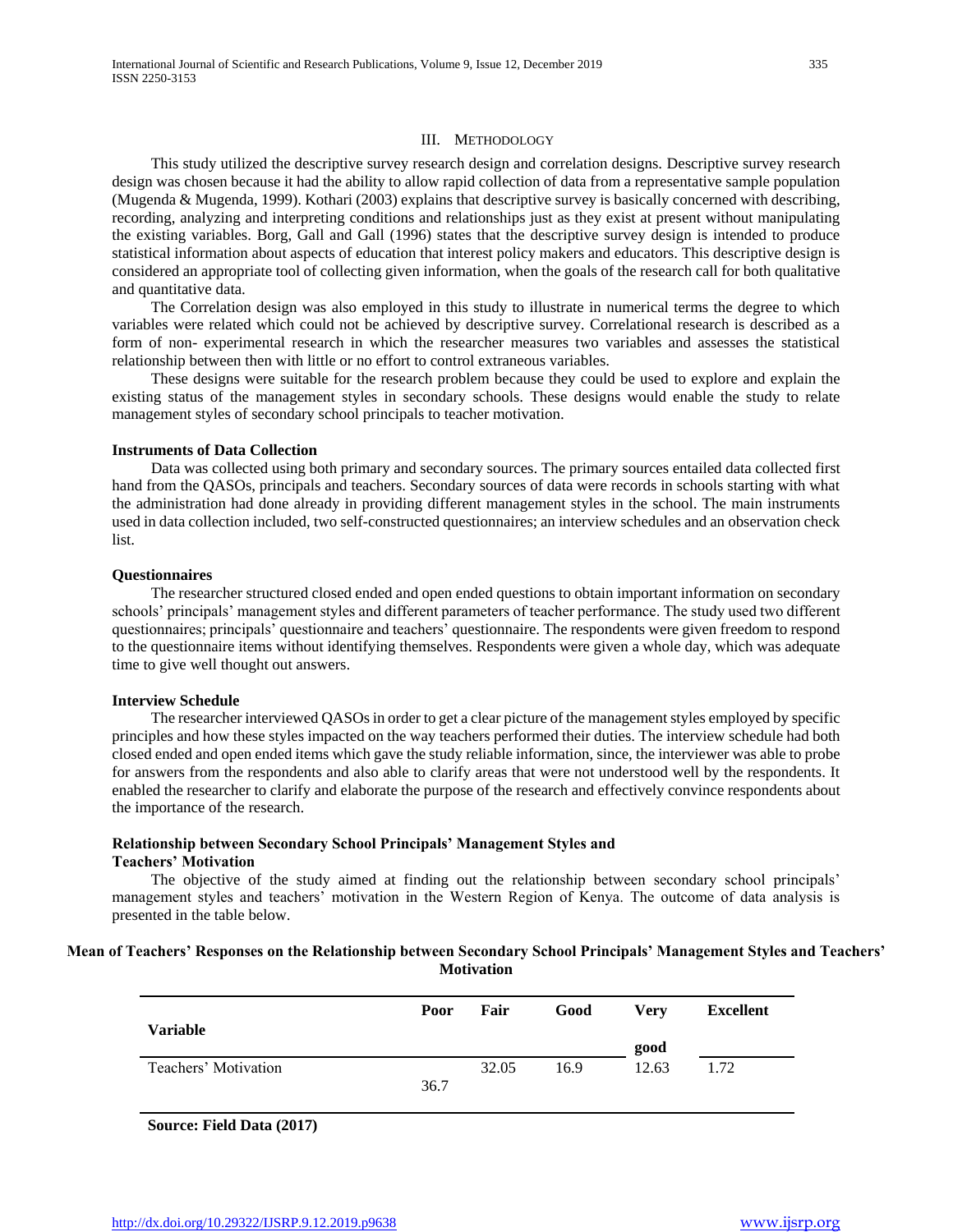## III. METHODOLOGY

This study utilized the descriptive survey research design and correlation designs. Descriptive survey research design was chosen because it had the ability to allow rapid collection of data from a representative sample population (Mugenda & Mugenda, 1999). Kothari (2003) explains that descriptive survey is basically concerned with describing, recording, analyzing and interpreting conditions and relationships just as they exist at present without manipulating the existing variables. Borg, Gall and Gall (1996) states that the descriptive survey design is intended to produce statistical information about aspects of education that interest policy makers and educators. This descriptive design is considered an appropriate tool of collecting given information, when the goals of the research call for both qualitative and quantitative data.

The Correlation design was also employed in this study to illustrate in numerical terms the degree to which variables were related which could not be achieved by descriptive survey. Correlational research is described as a form of non- experimental research in which the researcher measures two variables and assesses the statistical relationship between then with little or no effort to control extraneous variables.

These designs were suitable for the research problem because they could be used to explore and explain the existing status of the management styles in secondary schools. These designs would enable the study to relate management styles of secondary school principals to teacher motivation.

**Instruments of Data Collection**

Data was collected using both primary and secondary sources. The primary sources entailed data collected first hand from the QASOs, principals and teachers. Secondary sources of data were records in schools starting with what the administration had done already in providing different management styles in the school. The main instruments used in data collection included, two self-constructed questionnaires; an interview schedules and an observation check list.

**Questionnaires**

The researcher structured closed ended and open ended questions to obtain important information on secondary schools' principals' management styles and different parameters of teacher performance. The study used two different questionnaires; principals' questionnaire and teachers' questionnaire. The respondents were given freedom to respond to the questionnaire items without identifying themselves. Respondents were given a whole day, which was adequate time to give well thought out answers.

**Interview Schedule**

The researcher interviewed QASOs in order to get a clear picture of the management styles employed by specific principles and how these styles impacted on the way teachers performed their duties. The interview schedule had both closed ended and open ended items which gave the study reliable information, since, the interviewer was able to probe for answers from the respondents and also able to clarify areas that were not understood well by the respondents. It enabled the researcher to clarify and elaborate the purpose of the research and effectively convince respondents about the importance of the research.

**Relationship between Secondary School Principals' Management Styles and Teachers' Motivation**

The objective of the study aimed at finding out the relationship between secondary school principals' management styles and teachers' motivation in the Western Region of Kenya. The outcome of data analysis is presented in the table below.

**Mean of Teachers' Responses on the Relationship between Secondary School Principals' Management Styles and Teachers' Motivation**

| Variable | Poor | Fair | Good | Very good | Excellent |
|---|---|---|---|---|---|
| Teachers' Motivation | 36.7 | 32.05 | 16.9 | 12.63 | 1.72 |

**Source: Field Data (2017)**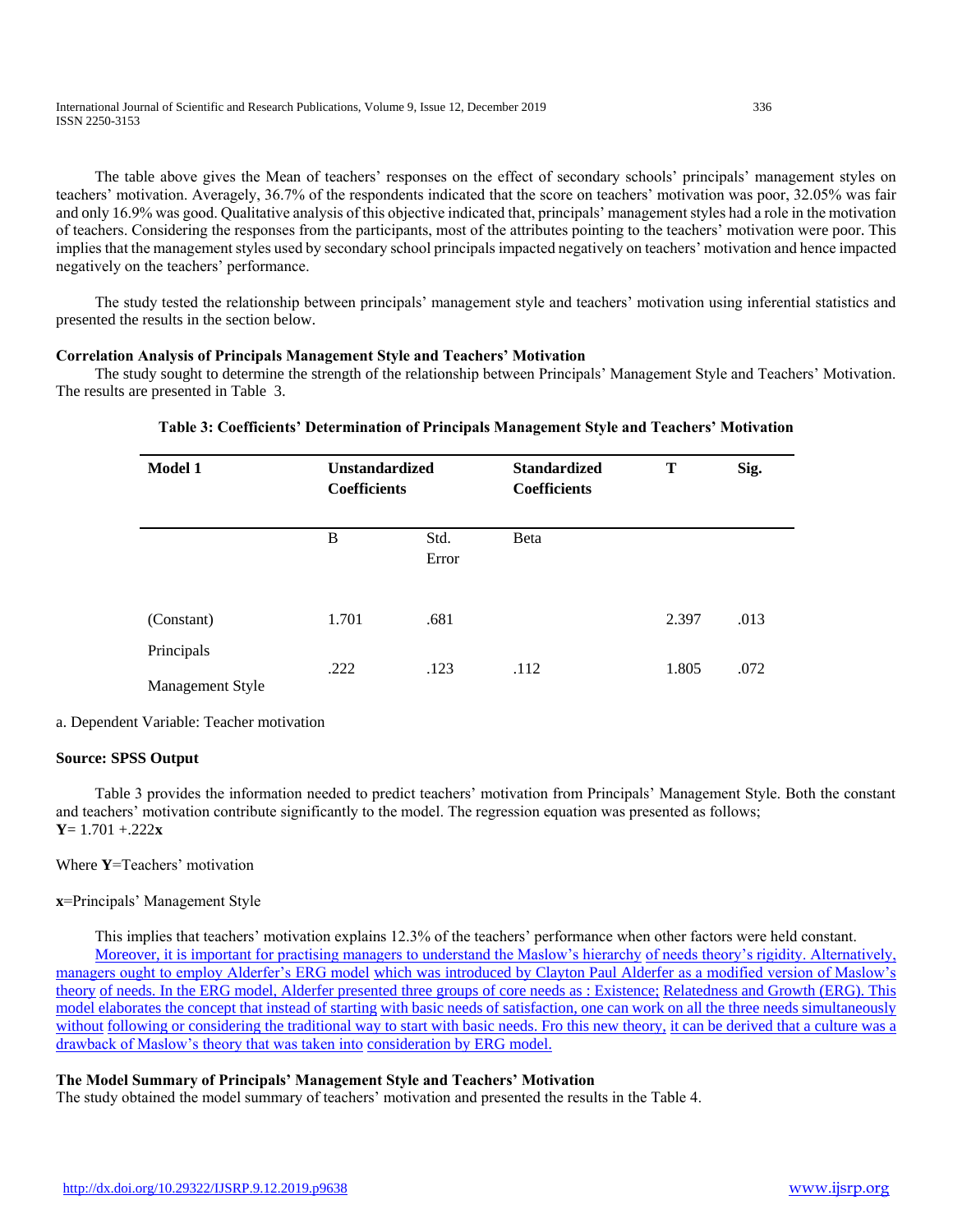The table above gives the Mean of teachers' responses on the effect of secondary schools' principals' management styles on teachers' motivation. Averagely, 36.7% of the respondents indicated that the score on teachers' motivation was poor, 32.05% was fair and only 16.9% was good. Qualitative analysis of this objective indicated that, principals' management styles had a role in the motivation of teachers. Considering the responses from the participants, most of the attributes pointing to the teachers' motivation were poor. This implies that the management styles used by secondary school principals impacted negatively on teachers' motivation and hence impacted negatively on the teachers' performance.

The study tested the relationship between principals' management style and teachers' motivation using inferential statistics and presented the results in the section below.

**Correlation Analysis of Principals Management Style and Teachers' Motivation**

The study sought to determine the strength of the relationship between Principals' Management Style and Teachers' Motivation. The results are presented in Table 3.

**Table 3: Coefficients' Determination of Principals Management Style and Teachers' Motivation**

| Model 1 | Unstandardized Coefficients | | Standardized Coefficients | T | Sig. |
|---|---|---|---|---|---|
| | B | Std. Error | Beta | | |
| (Constant) | 1.701 | .681 | | 2.397 | .013 |
| Principals Management Style | .222 | .123 | .112 | 1.805 | .072 |

a. Dependent Variable: Teacher motivation

**Source: SPSS Output**

Table 3 provides the information needed to predict teachers' motivation from Principals' Management Style. Both the constant and teachers' motivation contribute significantly to the model. The regression equation was presented as follows;

$\mathbf{Y}= 1.701 +.222\mathbf{x}$

Where **Y**=Teachers' motivation

**x**=Principals' Management Style

This implies that teachers' motivation explains 12.3% of the teachers' performance when other factors were held constant.

Moreover, it is important for practising managers to understand the Maslow's hierarchy of needs theory's rigidity. Alternatively, managers ought to employ Alderfer's ERG model which was introduced by Clayton Paul Alderfer as a modified version of Maslow's theory of needs. In the ERG model, Alderfer presented three groups of core needs as : Existence; Relatedness and Growth (ERG). This model elaborates the concept that instead of starting with basic needs of satisfaction, one can work on all the three needs simultaneously without following or considering the traditional way to start with basic needs. Fro this new theory, it can be derived that a culture was a drawback of Maslow's theory that was taken into consideration by ERG model.

**The Model Summary of Principals' Management Style and Teachers' Motivation**

The study obtained the model summary of teachers' motivation and presented the results in the Table 4.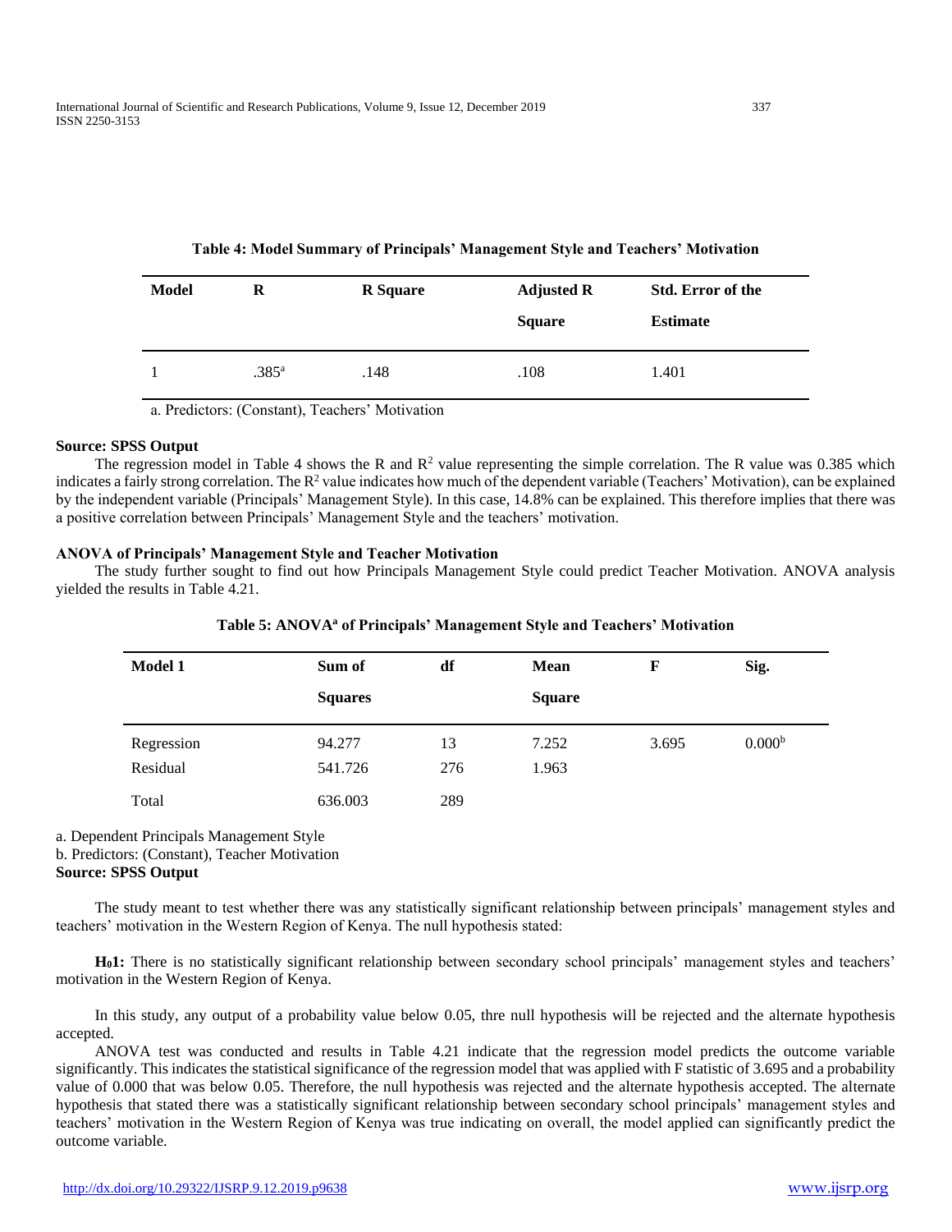**Table 4: Model Summary of Principals' Management Style and Teachers' Motivation**

| Model | R | R Square | Adjusted R Square | Std. Error of the Estimate |
|---|---|---|---|---|
| 1 | .385[a] | .148 | .108 | 1.401 |

a. Predictors: (Constant), Teachers' Motivation

**Source: SPSS Output**

The regression model in Table 4 shows the R and $R^2$ value representing the simple correlation. The R value was 0.385 which indicates a fairly strong correlation. The $R^2$ value indicates how much of the dependent variable (Teachers' Motivation), can be explained by the independent variable (Principals' Management Style). In this case, 14.8% can be explained. This therefore implies that there was a positive correlation between Principals' Management Style and the teachers' motivation.

**ANOVA of Principals' Management Style and Teacher Motivation**

The study further sought to find out how Principals Management Style could predict Teacher Motivation. ANOVA analysis yielded the results in Table 4.21.

**Table 5: ANOVA[a] of Principals' Management Style and Teachers' Motivation**

| Model 1 | Sum of Squares | df | Mean Square | F | Sig. |
|---|---|---|---|---|---|
| Regression | 94.277 | 13 | 7.252 | 3.695 | 0.000[b] |
| Residual | 541.726 | 276 | 1.963 | | |
| Total | 636.003 | 289 | | | |

a. Dependent Principals Management Style
b. Predictors: (Constant), Teacher Motivation
**Source: SPSS Output**

The study meant to test whether there was any statistically significant relationship between principals' management styles and teachers' motivation in the Western Region of Kenya. The null hypothesis stated:

**$H_01$:** There is no statistically significant relationship between secondary school principals' management styles and teachers' motivation in the Western Region of Kenya.

In this study, any output of a probability value below 0.05, thre null hypothesis will be rejected and the alternate hypothesis accepted.

ANOVA test was conducted and results in Table 4.21 indicate that the regression model predicts the outcome variable significantly. This indicates the statistical significance of the regression model that was applied with F statistic of 3.695 and a probability value of 0.000 that was below 0.05. Therefore, the null hypothesis was rejected and the alternate hypothesis accepted. The alternate hypothesis that stated there was a statistically significant relationship between secondary school principals' management styles and teachers' motivation in the Western Region of Kenya was true indicating on overall, the model applied can significantly predict the outcome variable.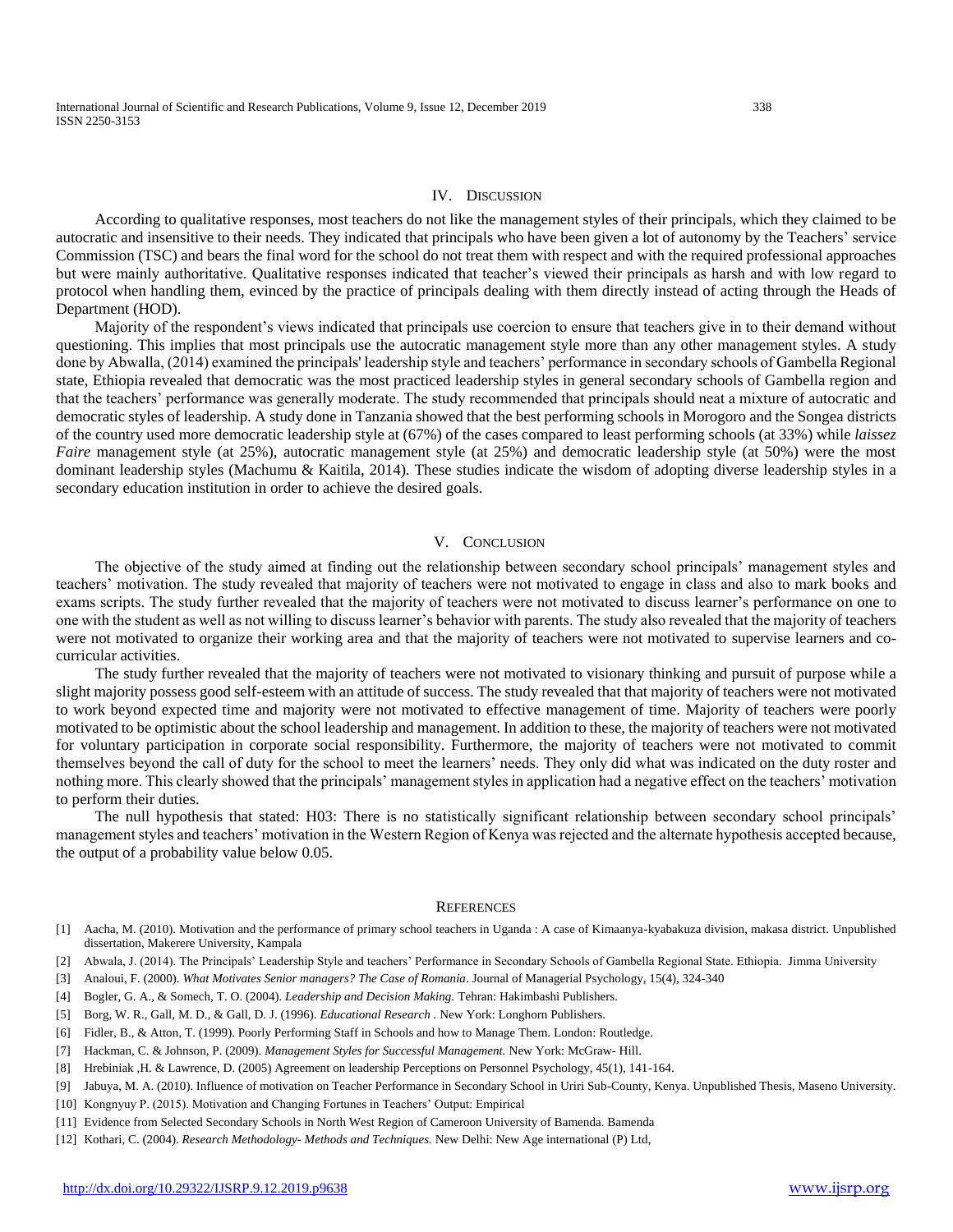## IV. Discussion

According to qualitative responses, most teachers do not like the management styles of their principals, which they claimed to be autocratic and insensitive to their needs. They indicated that principals who have been given a lot of autonomy by the Teachers' service Commission (TSC) and bears the final word for the school do not treat them with respect and with the required professional approaches but were mainly authoritative. Qualitative responses indicated that teacher's viewed their principals as harsh and with low regard to protocol when handling them, evinced by the practice of principals dealing with them directly instead of acting through the Heads of Department (HOD).

Majority of the respondent's views indicated that principals use coercion to ensure that teachers give in to their demand without questioning. This implies that most principals use the autocratic management style more than any other management styles. A study done by Abwalla, (2014) examined the principals' leadership style and teachers' performance in secondary schools of Gambella Regional state, Ethiopia revealed that democratic was the most practiced leadership styles in general secondary schools of Gambella region and that the teachers' performance was generally moderate. The study recommended that principals should neat a mixture of autocratic and democratic styles of leadership. A study done in Tanzania showed that the best performing schools in Morogoro and the Songea districts of the country used more democratic leadership style at (67%) of the cases compared to least performing schools (at 33%) while *laissez Faire* management style (at 25%), autocratic management style (at 25%) and democratic leadership style (at 50%) were the most dominant leadership styles (Machumu & Kaitila, 2014). These studies indicate the wisdom of adopting diverse leadership styles in a secondary education institution in order to achieve the desired goals.

## V. Conclusion

The objective of the study aimed at finding out the relationship between secondary school principals' management styles and teachers' motivation. The study revealed that majority of teachers were not motivated to engage in class and also to mark books and exams scripts. The study further revealed that the majority of teachers were not motivated to discuss learner's performance on one to one with the student as well as not willing to discuss learner's behavior with parents. The study also revealed that the majority of teachers were not motivated to organize their working area and that the majority of teachers were not motivated to supervise learners and co-curricular activities.

The study further revealed that the majority of teachers were not motivated to visionary thinking and pursuit of purpose while a slight majority possess good self-esteem with an attitude of success. The study revealed that that majority of teachers were not motivated to work beyond expected time and majority were not motivated to effective management of time. Majority of teachers were poorly motivated to be optimistic about the school leadership and management. In addition to these, the majority of teachers were not motivated for voluntary participation in corporate social responsibility. Furthermore, the majority of teachers were not motivated to commit themselves beyond the call of duty for the school to meet the learners' needs. They only did what was indicated on the duty roster and nothing more. This clearly showed that the principals' management styles in application had a negative effect on the teachers' motivation to perform their duties.

The null hypothesis that stated: H03: There is no statistically significant relationship between secondary school principals' management styles and teachers' motivation in the Western Region of Kenya was rejected and the alternate hypothesis accepted because, the output of a probability value below 0.05.

## References

[1] Aacha, M. (2010). Motivation and the performance of primary school teachers in Uganda : A case of Kimaanya-kyabakuza division, makasa district. Unpublished dissertation, Makerere University, Kampala

[2] Abwala, J. (2014). The Principals' Leadership Style and teachers' Performance in Secondary Schools of Gambella Regional State. Ethiopia. Jimma University

[3] Analoui, F. (2000). *What Motivates Senior managers? The Case of Romania*. Journal of Managerial Psychology, 15(4), 324-340

[4] Bogler, G. A., & Somech, T. O. (2004). *Leadership and Decision Making.* Tehran: Hakimbashi Publishers.

[5] Borg, W. R., Gall, M. D., & Gall, D. J. (1996). *Educational Research* . New York: Longhorn Publishers.

[6] Fidler, B., & Atton, T. (1999). Poorly Performing Staff in Schools and how to Manage Them. London: Routledge.

[7] Hackman, C. & Johnson, P. (2009). *Management Styles for Successful Management.* New York: McGraw- Hill.

[8] Hrebiniak ,H. & Lawrence, D. (2005) Agreement on leadership Perceptions on Personnel Psychology, 45(1), 141-164.

[9] Jabuya, M. A. (2010). Influence of motivation on Teacher Performance in Secondary School in Uriri Sub-County, Kenya. Unpublished Thesis, Maseno University.

[10] Kongnyuy P. (2015). Motivation and Changing Fortunes in Teachers' Output: Empirical

[11] Evidence from Selected Secondary Schools in North West Region of Cameroon University of Bamenda. Bamenda

[12] Kothari, C. (2004). *Research Methodology- Methods and Techniques.* New Delhi: New Age international (P) Ltd,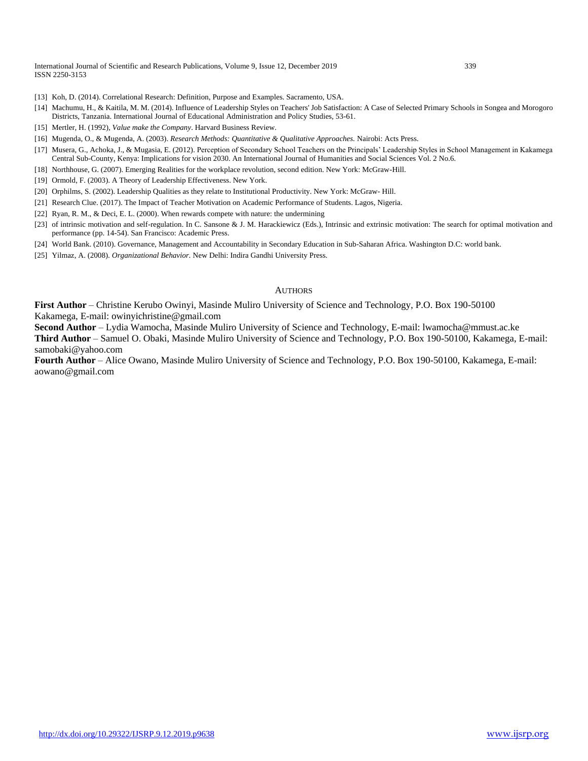[13] Koh, D. (2014). Correlational Research: Definition, Purpose and Examples. Sacramento, USA.

[14] Machumu, H., & Kaitila, M. M. (2014). Influence of Leadership Styles on Teachers' Job Satisfaction: A Case of Selected Primary Schools in Songea and Morogoro Districts, Tanzania. International Journal of Educational Administration and Policy Studies, 53-61.

[15] Mertler, H. (1992), *Value make the Company*. Harvard Business Review.

[16] Mugenda, O., & Mugenda, A. (2003). *Research Methods: Quantitative & Qualitative Approaches.* Nairobi: Acts Press.

[17] Musera, G., Achoka, J., & Mugasia, E. (2012). Perception of Secondary School Teachers on the Principals' Leadership Styles in School Management in Kakamega Central Sub-County, Kenya: Implications for vision 2030. An International Journal of Humanities and Social Sciences Vol. 2 No.6.

[18] Northhouse, G. (2007). Emerging Realities for the workplace revolution, second edition. New York: McGraw-Hill.

[19] Ormold, F. (2003). A Theory of Leadership Effectiveness. New York.

[20] Orphilms, S. (2002). Leadership Qualities as they relate to Institutional Productivity. New York: McGraw- Hill.

[21] Research Clue. (2017). The Impact of Teacher Motivation on Academic Performance of Students. Lagos, Nigeria.

[22] Ryan, R. M., & Deci, E. L. (2000). When rewards compete with nature: the undermining

[23] of intrinsic motivation and self-regulation. In C. Sansone & J. M. Harackiewicz (Eds.), Intrinsic and extrinsic motivation: The search for optimal motivation and performance (pp. 14-54). San Francisco: Academic Press.

[24] World Bank. (2010). Governance, Management and Accountability in Secondary Education in Sub-Saharan Africa. Washington D.C: world bank.

[25] Yilmaz, A. (2008). *Organizational Behavior.* New Delhi: Indira Gandhi University Press.

## Authors

**First Author** – Christine Kerubo Owinyi, Masinde Muliro University of Science and Technology, P.O. Box 190-50100 Kakamega, E-mail: owinyichristine@gmail.com

**Second Author** – Lydia Wamocha, Masinde Muliro University of Science and Technology, E-mail: lwamocha@mmust.ac.ke

**Third Author** – Samuel O. Obaki, Masinde Muliro University of Science and Technology, P.O. Box 190-50100, Kakamega, E-mail: samobaki@yahoo.com

**Fourth Author** – Alice Owano, Masinde Muliro University of Science and Technology, P.O. Box 190-50100, Kakamega, E-mail: aowano@gmail.com